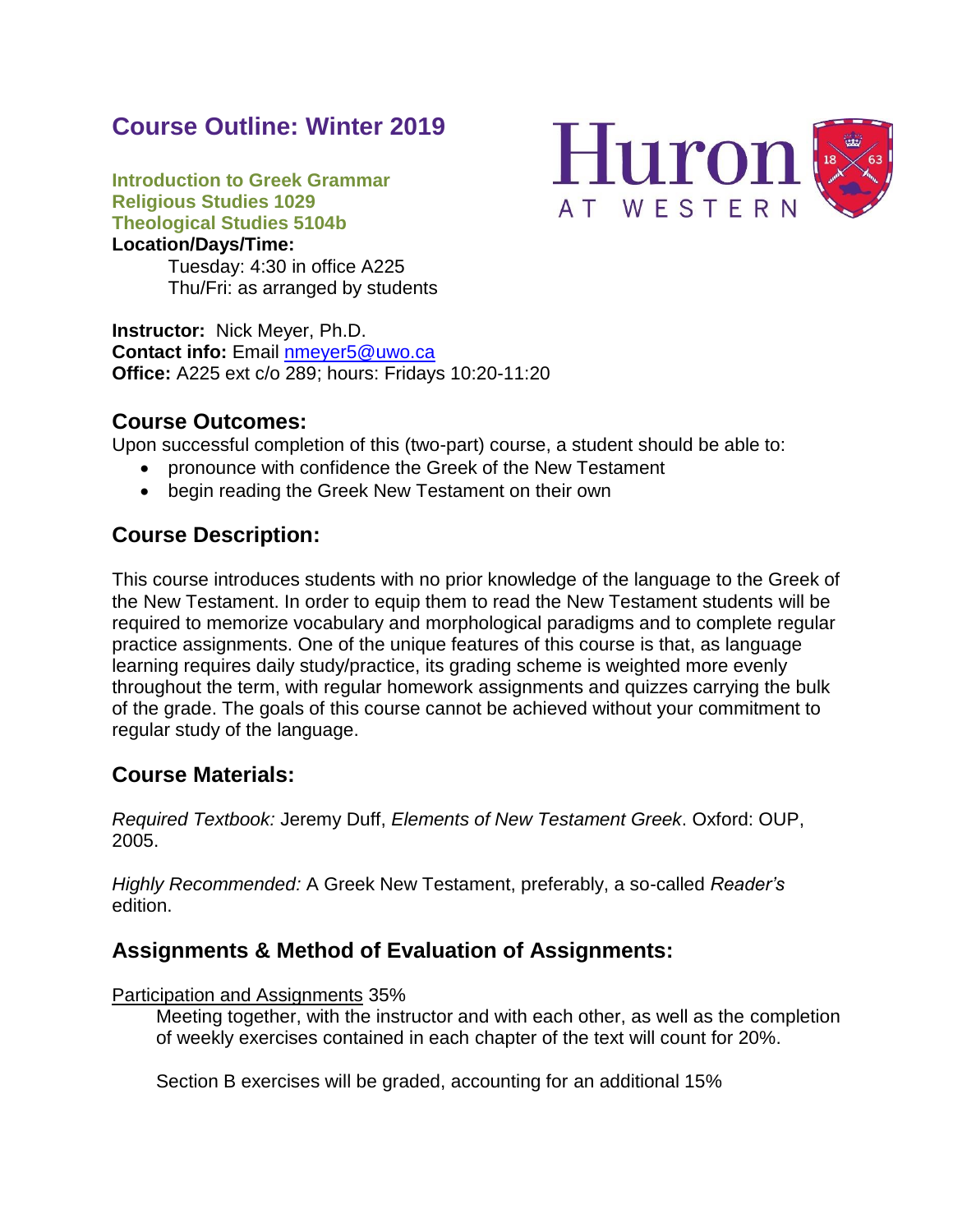# Course Outline: Winter 2019

**Introduction to Greek Grammar**
**Religious Studies 1029**
**Theological Studies 5104b**
**Location/Days/Time:**

Tuesday: 4:30 in office A225
Thu/Fri: as arranged by students

**Instructor:** Nick Meyer, Ph.D.
**Contact info:** Email nmeyer5@uwo.ca
**Office:** A225 ext c/o 289; hours: Fridays 10:20-11:20

## Course Outcomes:

Upon successful completion of this (two-part) course, a student should be able to:

- pronounce with confidence the Greek of the New Testament
- begin reading the Greek New Testament on their own

## Course Description:

This course introduces students with no prior knowledge of the language to the Greek of the New Testament. In order to equip them to read the New Testament students will be required to memorize vocabulary and morphological paradigms and to complete regular practice assignments. One of the unique features of this course is that, as language learning requires daily study/practice, its grading scheme is weighted more evenly throughout the term, with regular homework assignments and quizzes carrying the bulk of the grade. The goals of this course cannot be achieved without your commitment to regular study of the language.

## Course Materials:

*Required Textbook:* Jeremy Duff, *Elements of New Testament Greek*. Oxford: OUP, 2005.

*Highly Recommended:* A Greek New Testament, preferably, a so-called *Reader's* edition.

## Assignments & Method of Evaluation of Assignments:

Participation and Assignments 35%

Meeting together, with the instructor and with each other, as well as the completion of weekly exercises contained in each chapter of the text will count for 20%.

Section B exercises will be graded, accounting for an additional 15%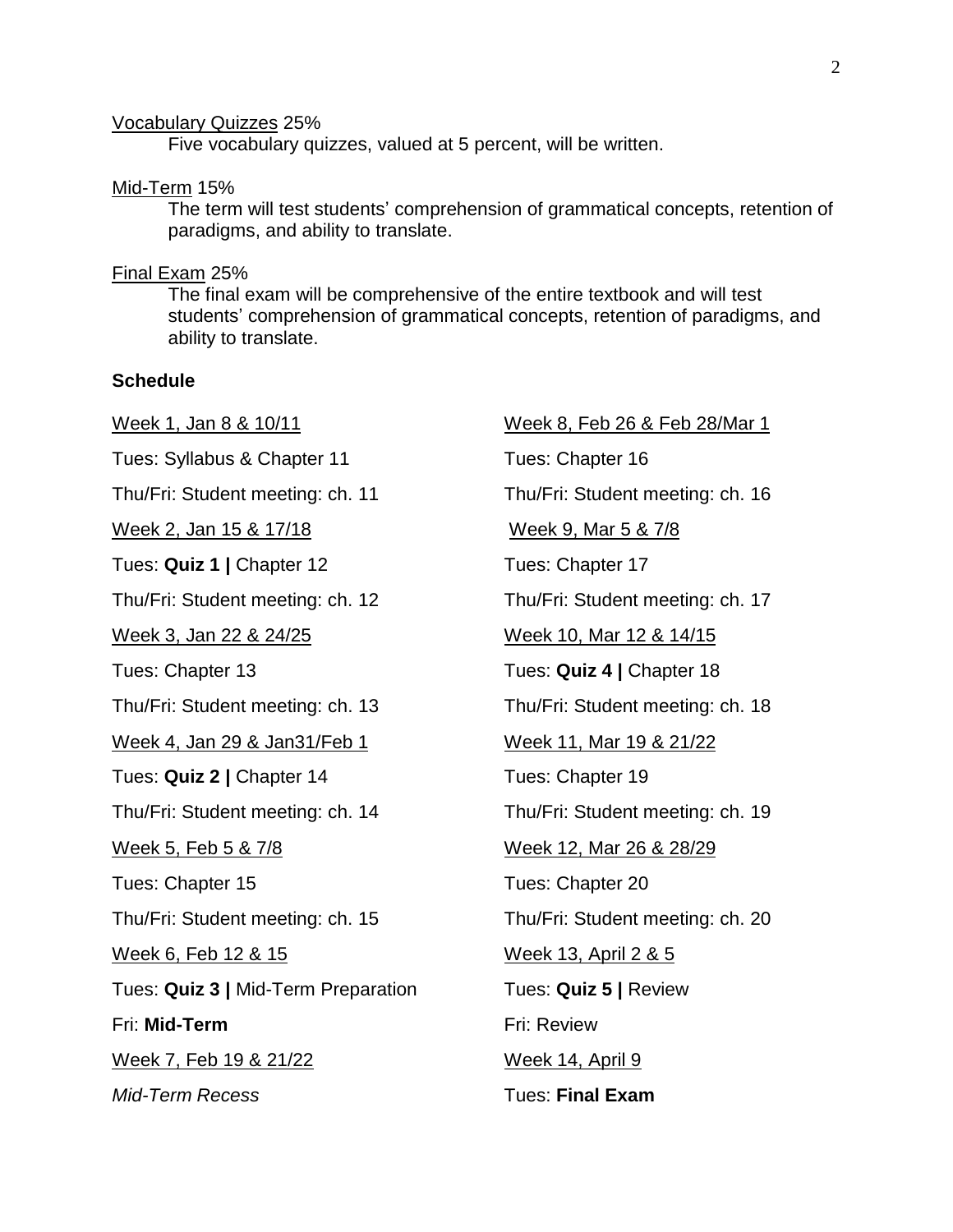Vocabulary Quizzes 25%

Five vocabulary quizzes, valued at 5 percent, will be written.

Mid-Term 15%

The term will test students' comprehension of grammatical concepts, retention of paradigms, and ability to translate.

Final Exam 25%

The final exam will be comprehensive of the entire textbook and will test students' comprehension of grammatical concepts, retention of paradigms, and ability to translate.

**Schedule**

Week 1, Jan 8 & 10/11

Tues: Syllabus & Chapter 11

Thu/Fri: Student meeting: ch. 11

Week 2, Jan 15 & 17/18

Tues: **Quiz 1 |** Chapter 12

Thu/Fri: Student meeting: ch. 12

Week 3, Jan 22 & 24/25

Tues: Chapter 13

Thu/Fri: Student meeting: ch. 13

Week 4, Jan 29 & Jan31/Feb 1

Tues: **Quiz 2 |** Chapter 14

Thu/Fri: Student meeting: ch. 14

Week 5, Feb 5 & 7/8

Tues: Chapter 15

Thu/Fri: Student meeting: ch. 15

Week 6, Feb 12 & 15

Tues: **Quiz 3 |** Mid-Term Preparation

Fri: **Mid-Term**

Week 7, Feb 19 & 21/22

*Mid-Term Recess*

Week 8, Feb 26 & Feb 28/Mar 1

Tues: Chapter 16

Thu/Fri: Student meeting: ch. 16

Week 9, Mar 5 & 7/8

Tues: Chapter 17

Thu/Fri: Student meeting: ch. 17

Week 10, Mar 12 & 14/15

Tues: **Quiz 4 |** Chapter 18

Thu/Fri: Student meeting: ch. 18

Week 11, Mar 19 & 21/22

Tues: Chapter 19

Thu/Fri: Student meeting: ch. 19

Week 12, Mar 26 & 28/29

Tues: Chapter 20

Thu/Fri: Student meeting: ch. 20

Week 13, April 2 & 5

Tues: **Quiz 5 |** Review

Fri: Review

Week 14, April 9

Tues: **Final Exam**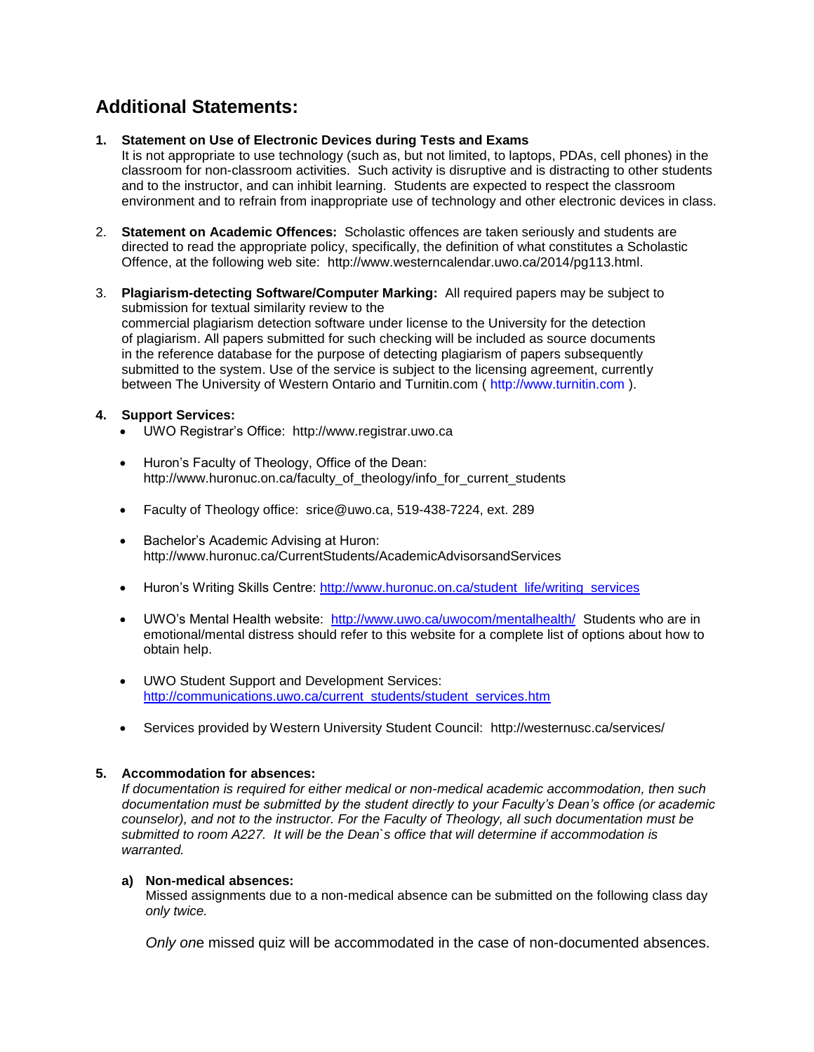## Additional Statements:

1. **Statement on Use of Electronic Devices during Tests and Exams**
   It is not appropriate to use technology (such as, but not limited, to laptops, PDAs, cell phones) in the classroom for non-classroom activities. Such activity is disruptive and is distracting to other students and to the instructor, and can inhibit learning. Students are expected to respect the classroom environment and to refrain from inappropriate use of technology and other electronic devices in class.

2. **Statement on Academic Offences:** Scholastic offences are taken seriously and students are directed to read the appropriate policy, specifically, the definition of what constitutes a Scholastic Offence, at the following web site: http://www.westerncalendar.uwo.ca/2014/pg113.html.

3. **Plagiarism-detecting Software/Computer Marking:** All required papers may be subject to submission for textual similarity review to the commercial plagiarism detection software under license to the University for the detection of plagiarism. All papers submitted for such checking will be included as source documents in the reference database for the purpose of detecting plagiarism of papers subsequently submitted to the system. Use of the service is subject to the licensing agreement, currently between The University of Western Ontario and Turnitin.com ( http://www.turnitin.com ).

4. **Support Services:**
   - UWO Registrar's Office: http://www.registrar.uwo.ca
   - Huron's Faculty of Theology, Office of the Dean: http://www.huronuc.on.ca/faculty_of_theology/info_for_current_students
   - Faculty of Theology office: srice@uwo.ca, 519-438-7224, ext. 289
   - Bachelor's Academic Advising at Huron: http://www.huronuc.ca/CurrentStudents/AcademicAdvisorsandServices
   - Huron's Writing Skills Centre: http://www.huronuc.on.ca/student_life/writing_services
   - UWO's Mental Health website: http://www.uwo.ca/uwocom/mentalhealth/ Students who are in emotional/mental distress should refer to this website for a complete list of options about how to obtain help.
   - UWO Student Support and Development Services: http://communications.uwo.ca/current_students/student_services.htm
   - Services provided by Western University Student Council: http://westernusc.ca/services/

5. **Accommodation for absences:**
   *If documentation is required for either medical or non-medical academic accommodation, then such documentation must be submitted by the student directly to your Faculty's Dean's office (or academic counselor), and not to the instructor. For the Faculty of Theology, all such documentation must be submitted to room A227. It will be the Dean`s office that will determine if accommodation is warranted.*

   **a) Non-medical absences:**
   Missed assignments due to a non-medical absence can be submitted on the following class day *only twice.*

   *Only on*e missed quiz will be accommodated in the case of non-documented absences.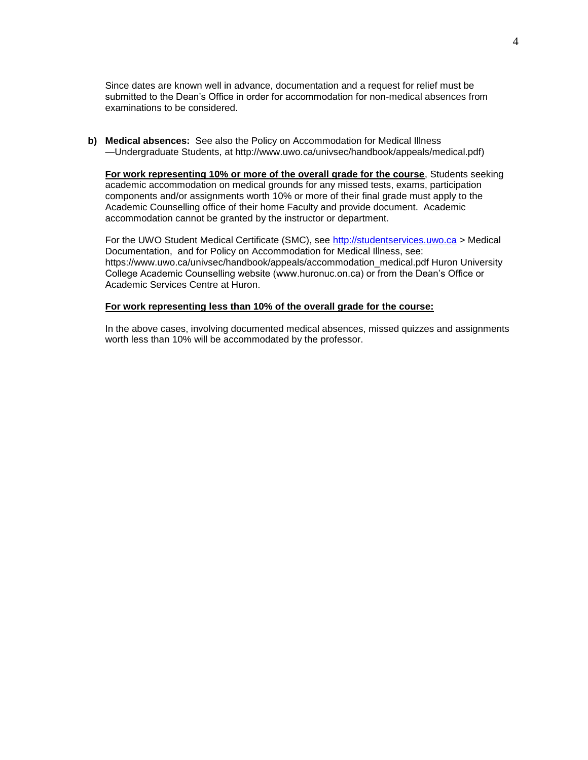Since dates are known well in advance, documentation and a request for relief must be submitted to the Dean's Office in order for accommodation for non-medical absences from examinations to be considered.

**b) Medical absences:** See also the Policy on Accommodation for Medical Illness —Undergraduate Students, at http://www.uwo.ca/univsec/handbook/appeals/medical.pdf)

**For work representing 10% or more of the overall grade for the course**, Students seeking academic accommodation on medical grounds for any missed tests, exams, participation components and/or assignments worth 10% or more of their final grade must apply to the Academic Counselling office of their home Faculty and provide document. Academic accommodation cannot be granted by the instructor or department.

For the UWO Student Medical Certificate (SMC), see http://studentservices.uwo.ca > Medical Documentation, and for Policy on Accommodation for Medical Illness, see: https://www.uwo.ca/univsec/handbook/appeals/accommodation_medical.pdf Huron University College Academic Counselling website (www.huronuc.on.ca) or from the Dean's Office or Academic Services Centre at Huron.

**For work representing less than 10% of the overall grade for the course:**

In the above cases, involving documented medical absences, missed quizzes and assignments worth less than 10% will be accommodated by the professor.